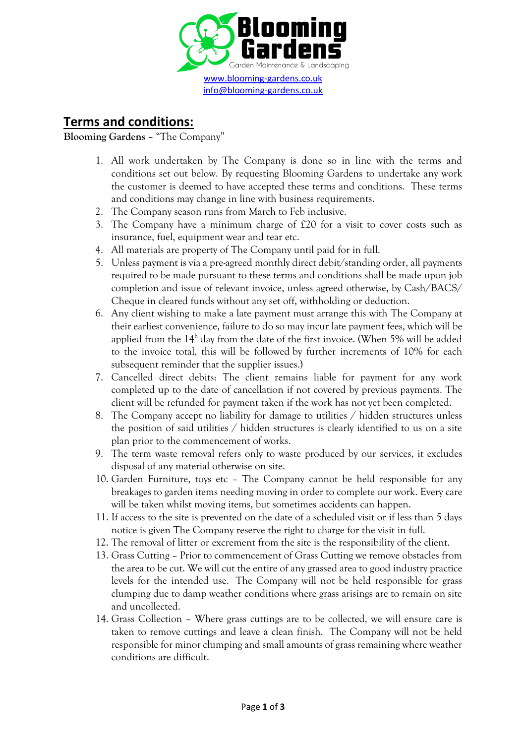www.blooming-gardens.co.uk
info@blooming-gardens.co.uk

# Terms and conditions:

**Blooming Gardens** – "The Company"

1. All work undertaken by The Company is done so in line with the terms and conditions set out below. By requesting Blooming Gardens to undertake any work the customer is deemed to have accepted these terms and conditions. These terms and conditions may change in line with business requirements.
2. The Company season runs from March to Feb inclusive.
3. The Company have a minimum charge of £20 for a visit to cover costs such as insurance, fuel, equipment wear and tear etc.
4. All materials are property of The Company until paid for in full.
5. Unless payment is via a pre-agreed monthly direct debit/standing order, all payments required to be made pursuant to these terms and conditions shall be made upon job completion and issue of relevant invoice, unless agreed otherwise, by Cash/BACS/ Cheque in cleared funds without any set off, withholding or deduction.
6. Any client wishing to make a late payment must arrange this with The Company at their earliest convenience, failure to do so may incur late payment fees, which will be applied from the 14h day from the date of the first invoice. (When 5% will be added to the invoice total, this will be followed by further increments of 10% for each subsequent reminder that the supplier issues.)
7. Cancelled direct debits: The client remains liable for payment for any work completed up to the date of cancellation if not covered by previous payments. The client will be refunded for payment taken if the work has not yet been completed.
8. The Company accept no liability for damage to utilities / hidden structures unless the position of said utilities / hidden structures is clearly identified to us on a site plan prior to the commencement of works.
9. The term waste removal refers only to waste produced by our services, it excludes disposal of any material otherwise on site.
10. Garden Furniture, toys etc – The Company cannot be held responsible for any breakages to garden items needing moving in order to complete our work. Every care will be taken whilst moving items, but sometimes accidents can happen.
11. If access to the site is prevented on the date of a scheduled visit or if less than 5 days notice is given The Company reserve the right to charge for the visit in full.
12. The removal of litter or excrement from the site is the responsibility of the client.
13. Grass Cutting – Prior to commencement of Grass Cutting we remove obstacles from the area to be cut. We will cut the entire of any grassed area to good industry practice levels for the intended use. The Company will not be held responsible for grass clumping due to damp weather conditions where grass arisings are to remain on site and uncollected.
14. Grass Collection – Where grass cuttings are to be collected, we will ensure care is taken to remove cuttings and leave a clean finish. The Company will not be held responsible for minor clumping and small amounts of grass remaining where weather conditions are difficult.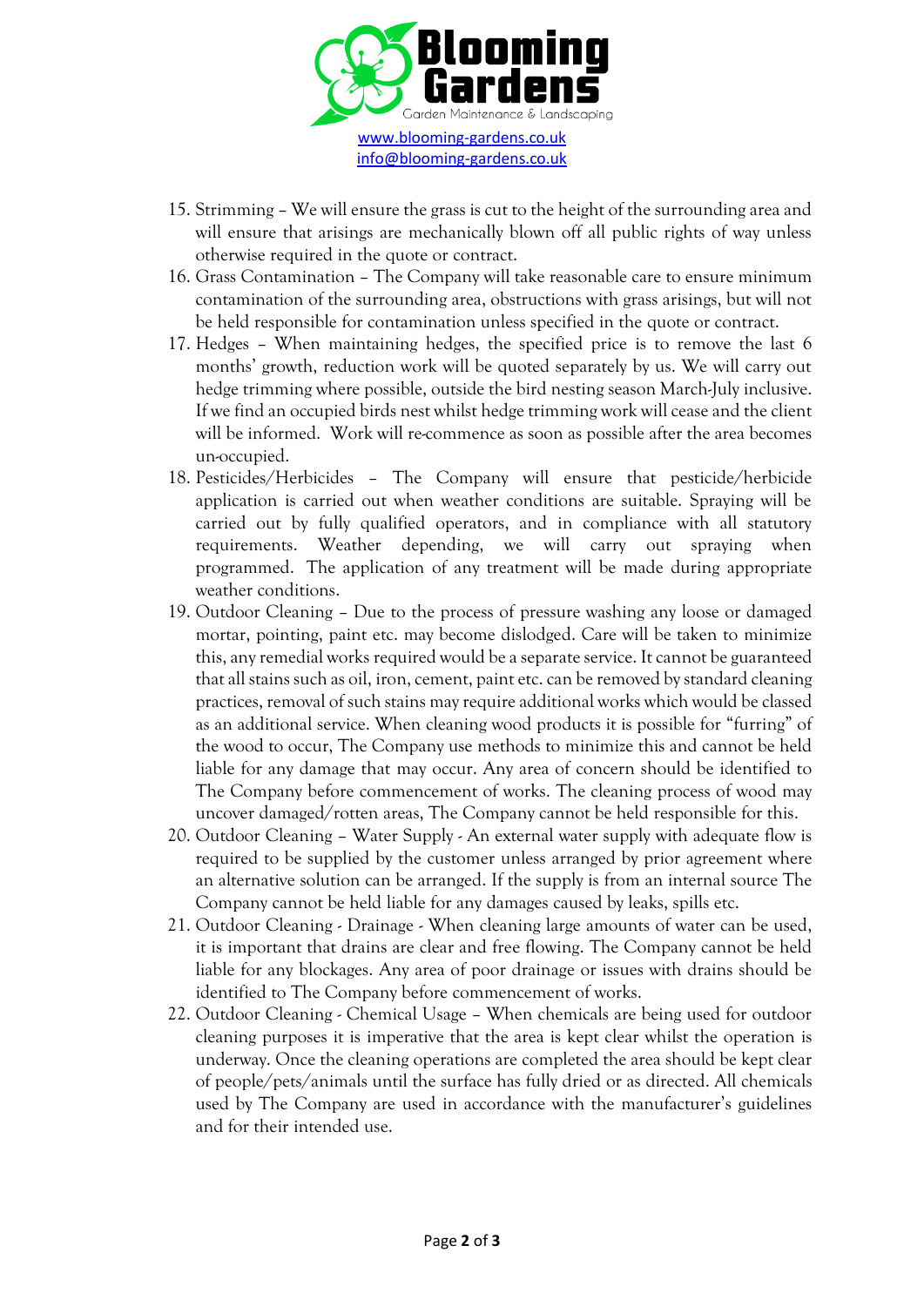www.blooming-gardens.co.uk
info@blooming-gardens.co.uk

15. Strimming – We will ensure the grass is cut to the height of the surrounding area and will ensure that arisings are mechanically blown off all public rights of way unless otherwise required in the quote or contract.
16. Grass Contamination – The Company will take reasonable care to ensure minimum contamination of the surrounding area, obstructions with grass arisings, but will not be held responsible for contamination unless specified in the quote or contract.
17. Hedges – When maintaining hedges, the specified price is to remove the last 6 months' growth, reduction work will be quoted separately by us. We will carry out hedge trimming where possible, outside the bird nesting season March-July inclusive. If we find an occupied birds nest whilst hedge trimming work will cease and the client will be informed. Work will re-commence as soon as possible after the area becomes un-occupied.
18. Pesticides/Herbicides – The Company will ensure that pesticide/herbicide application is carried out when weather conditions are suitable. Spraying will be carried out by fully qualified operators, and in compliance with all statutory requirements. Weather depending, we will carry out spraying when programmed. The application of any treatment will be made during appropriate weather conditions.
19. Outdoor Cleaning – Due to the process of pressure washing any loose or damaged mortar, pointing, paint etc. may become dislodged. Care will be taken to minimize this, any remedial works required would be a separate service. It cannot be guaranteed that all stains such as oil, iron, cement, paint etc. can be removed by standard cleaning practices, removal of such stains may require additional works which would be classed as an additional service. When cleaning wood products it is possible for "furring" of the wood to occur, The Company use methods to minimize this and cannot be held liable for any damage that may occur. Any area of concern should be identified to The Company before commencement of works. The cleaning process of wood may uncover damaged/rotten areas, The Company cannot be held responsible for this.
20. Outdoor Cleaning – Water Supply - An external water supply with adequate flow is required to be supplied by the customer unless arranged by prior agreement where an alternative solution can be arranged. If the supply is from an internal source The Company cannot be held liable for any damages caused by leaks, spills etc.
21. Outdoor Cleaning - Drainage - When cleaning large amounts of water can be used, it is important that drains are clear and free flowing. The Company cannot be held liable for any blockages. Any area of poor drainage or issues with drains should be identified to The Company before commencement of works.
22. Outdoor Cleaning - Chemical Usage – When chemicals are being used for outdoor cleaning purposes it is imperative that the area is kept clear whilst the operation is underway. Once the cleaning operations are completed the area should be kept clear of people/pets/animals until the surface has fully dried or as directed. All chemicals used by The Company are used in accordance with the manufacturer's guidelines and for their intended use.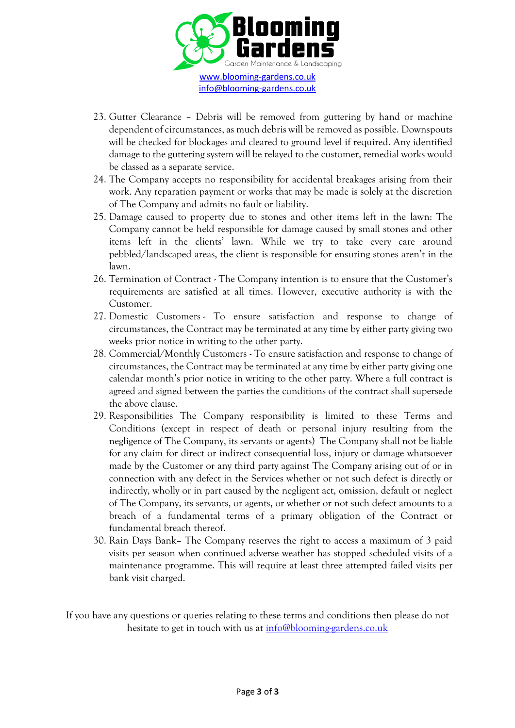Blooming Gardens

Garden Maintenance & Landscaping

www.blooming-gardens.co.uk

info@blooming-gardens.co.uk

23. Gutter Clearance – Debris will be removed from guttering by hand or machine dependent of circumstances, as much debris will be removed as possible. Downspouts will be checked for blockages and cleared to ground level if required. Any identified damage to the guttering system will be relayed to the customer, remedial works would be classed as a separate service.
24. The Company accepts no responsibility for accidental breakages arising from their work. Any reparation payment or works that may be made is solely at the discretion of The Company and admits no fault or liability.
25. Damage caused to property due to stones and other items left in the lawn: The Company cannot be held responsible for damage caused by small stones and other items left in the clients' lawn. While we try to take every care around pebbled/landscaped areas, the client is responsible for ensuring stones aren't in the lawn.
26. Termination of Contract - The Company intention is to ensure that the Customer's requirements are satisfied at all times. However, executive authority is with the Customer.
27. Domestic Customers - To ensure satisfaction and response to change of circumstances, the Contract may be terminated at any time by either party giving two weeks prior notice in writing to the other party.
28. Commercial/Monthly Customers - To ensure satisfaction and response to change of circumstances, the Contract may be terminated at any time by either party giving one calendar month's prior notice in writing to the other party. Where a full contract is agreed and signed between the parties the conditions of the contract shall supersede the above clause.
29. Responsibilities The Company responsibility is limited to these Terms and Conditions (except in respect of death or personal injury resulting from the negligence of The Company, its servants or agents) The Company shall not be liable for any claim for direct or indirect consequential loss, injury or damage whatsoever made by the Customer or any third party against The Company arising out of or in connection with any defect in the Services whether or not such defect is directly or indirectly, wholly or in part caused by the negligent act, omission, default or neglect of The Company, its servants, or agents, or whether or not such defect amounts to a breach of a fundamental terms of a primary obligation of the Contract or fundamental breach thereof.
30. Rain Days Bank– The Company reserves the right to access a maximum of 3 paid visits per season when continued adverse weather has stopped scheduled visits of a maintenance programme. This will require at least three attempted failed visits per bank visit charged.

If you have any questions or queries relating to these terms and conditions then please do not hesitate to get in touch with us at info@blooming-gardens.co.uk